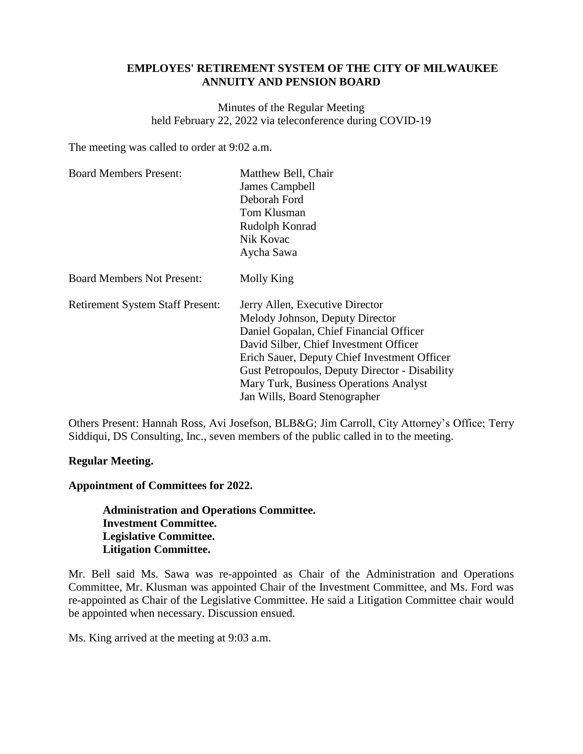**EMPLOYES' RETIREMENT SYSTEM OF THE CITY OF MILWAUKEE**
**ANNUITY AND PENSION BOARD**

Minutes of the Regular Meeting
held February 22, 2022 via teleconference during COVID-19

The meeting was called to order at 9:02 a.m.

| | |
|---|---|
| Board Members Present: | Matthew Bell, Chair<br>James Campbell<br>Deborah Ford<br>Tom Klusman<br>Rudolph Konrad<br>Nik Kovac<br>Aycha Sawa |
| Board Members Not Present: | Molly King |
| Retirement System Staff Present: | Jerry Allen, Executive Director<br>Melody Johnson, Deputy Director<br>Daniel Gopalan, Chief Financial Officer<br>David Silber, Chief Investment Officer<br>Erich Sauer, Deputy Chief Investment Officer<br>Gust Petropoulos, Deputy Director - Disability<br>Mary Turk, Business Operations Analyst<br>Jan Wills, Board Stenographer |

Others Present: Hannah Ross, Avi Josefson, BLB&G; Jim Carroll, City Attorney's Office; Terry Siddiqui, DS Consulting, Inc., seven members of the public called in to the meeting.

**Regular Meeting.**

**Appointment of Committees for 2022.**

**Administration and Operations Committee.**
**Investment Committee.**
**Legislative Committee.**
**Litigation Committee.**

Mr. Bell said Ms. Sawa was re-appointed as Chair of the Administration and Operations Committee, Mr. Klusman was appointed Chair of the Investment Committee, and Ms. Ford was re-appointed as Chair of the Legislative Committee. He said a Litigation Committee chair would be appointed when necessary. Discussion ensued.

Ms. King arrived at the meeting at 9:03 a.m.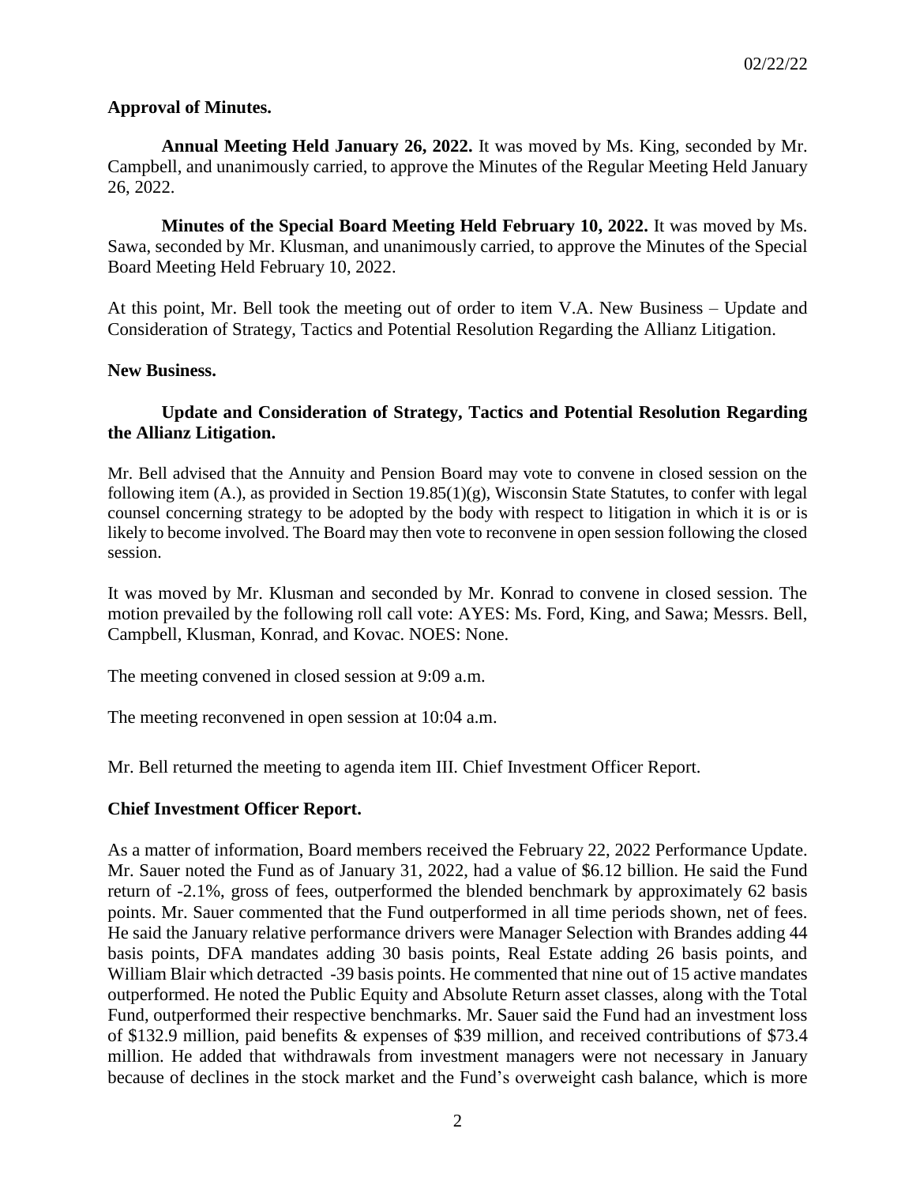**Approval of Minutes.**

**Annual Meeting Held January 26, 2022.** It was moved by Ms. King, seconded by Mr. Campbell, and unanimously carried, to approve the Minutes of the Regular Meeting Held January 26, 2022.

**Minutes of the Special Board Meeting Held February 10, 2022.** It was moved by Ms. Sawa, seconded by Mr. Klusman, and unanimously carried, to approve the Minutes of the Special Board Meeting Held February 10, 2022.

At this point, Mr. Bell took the meeting out of order to item V.A. New Business – Update and Consideration of Strategy, Tactics and Potential Resolution Regarding the Allianz Litigation.

**New Business.**

**Update and Consideration of Strategy, Tactics and Potential Resolution Regarding the Allianz Litigation.**

Mr. Bell advised that the Annuity and Pension Board may vote to convene in closed session on the following item (A.), as provided in Section 19.85(1)(g), Wisconsin State Statutes, to confer with legal counsel concerning strategy to be adopted by the body with respect to litigation in which it is or is likely to become involved. The Board may then vote to reconvene in open session following the closed session.

It was moved by Mr. Klusman and seconded by Mr. Konrad to convene in closed session. The motion prevailed by the following roll call vote: AYES: Ms. Ford, King, and Sawa; Messrs. Bell, Campbell, Klusman, Konrad, and Kovac. NOES: None.

The meeting convened in closed session at 9:09 a.m.

The meeting reconvened in open session at 10:04 a.m.

Mr. Bell returned the meeting to agenda item III. Chief Investment Officer Report.

**Chief Investment Officer Report.**

As a matter of information, Board members received the February 22, 2022 Performance Update. Mr. Sauer noted the Fund as of January 31, 2022, had a value of $6.12 billion. He said the Fund return of -2.1%, gross of fees, outperformed the blended benchmark by approximately 62 basis points. Mr. Sauer commented that the Fund outperformed in all time periods shown, net of fees. He said the January relative performance drivers were Manager Selection with Brandes adding 44 basis points, DFA mandates adding 30 basis points, Real Estate adding 26 basis points, and William Blair which detracted -39 basis points. He commented that nine out of 15 active mandates outperformed. He noted the Public Equity and Absolute Return asset classes, along with the Total Fund, outperformed their respective benchmarks. Mr. Sauer said the Fund had an investment loss of $132.9 million, paid benefits & expenses of $39 million, and received contributions of $73.4 million. He added that withdrawals from investment managers were not necessary in January because of declines in the stock market and the Fund's overweight cash balance, which is more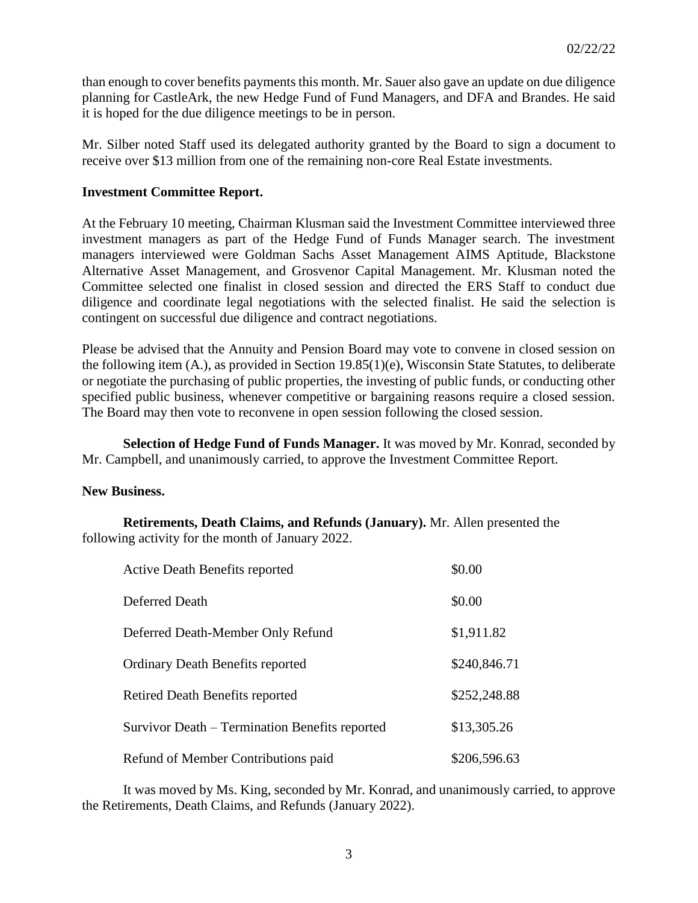than enough to cover benefits payments this month. Mr. Sauer also gave an update on due diligence planning for CastleArk, the new Hedge Fund of Fund Managers, and DFA and Brandes. He said it is hoped for the due diligence meetings to be in person.

Mr. Silber noted Staff used its delegated authority granted by the Board to sign a document to receive over $13 million from one of the remaining non-core Real Estate investments.

**Investment Committee Report.**

At the February 10 meeting, Chairman Klusman said the Investment Committee interviewed three investment managers as part of the Hedge Fund of Funds Manager search. The investment managers interviewed were Goldman Sachs Asset Management AIMS Aptitude, Blackstone Alternative Asset Management, and Grosvenor Capital Management. Mr. Klusman noted the Committee selected one finalist in closed session and directed the ERS Staff to conduct due diligence and coordinate legal negotiations with the selected finalist. He said the selection is contingent on successful due diligence and contract negotiations.

Please be advised that the Annuity and Pension Board may vote to convene in closed session on the following item (A.), as provided in Section 19.85(1)(e), Wisconsin State Statutes, to deliberate or negotiate the purchasing of public properties, the investing of public funds, or conducting other specified public business, whenever competitive or bargaining reasons require a closed session. The Board may then vote to reconvene in open session following the closed session.

**Selection of Hedge Fund of Funds Manager.** It was moved by Mr. Konrad, seconded by Mr. Campbell, and unanimously carried, to approve the Investment Committee Report.

**New Business.**

**Retirements, Death Claims, and Refunds (January).** Mr. Allen presented the following activity for the month of January 2022.

| | |
|---|---|
| Active Death Benefits reported | $0.00 |
| Deferred Death | $0.00 |
| Deferred Death-Member Only Refund | $1,911.82 |
| Ordinary Death Benefits reported | $240,846.71 |
| Retired Death Benefits reported | $252,248.88 |
| Survivor Death – Termination Benefits reported | $13,305.26 |
| Refund of Member Contributions paid | $206,596.63 |

It was moved by Ms. King, seconded by Mr. Konrad, and unanimously carried, to approve the Retirements, Death Claims, and Refunds (January 2022).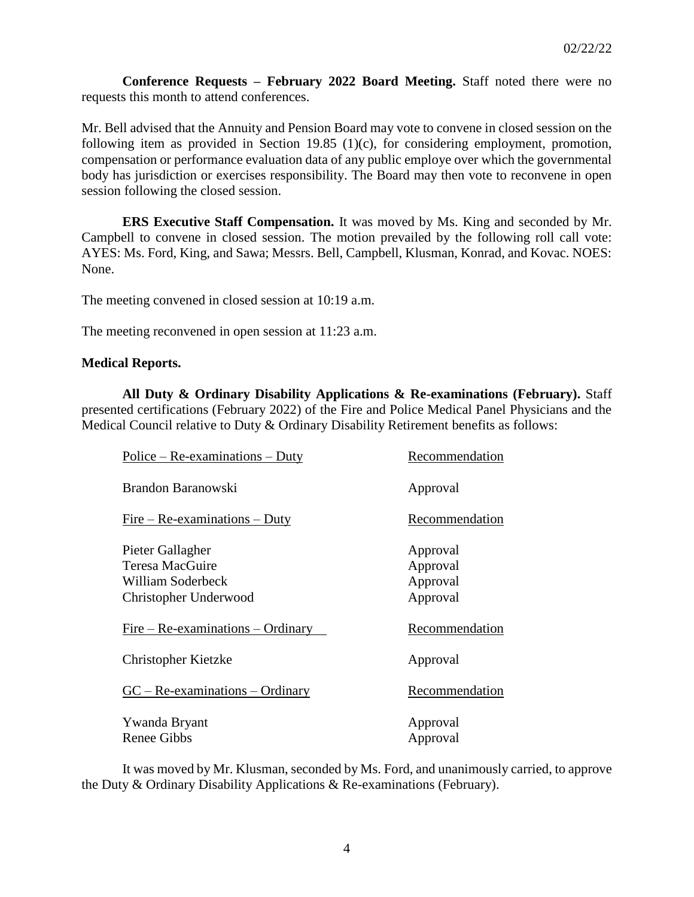**Conference Requests – February 2022 Board Meeting.** Staff noted there were no requests this month to attend conferences.

Mr. Bell advised that the Annuity and Pension Board may vote to convene in closed session on the following item as provided in Section 19.85 (1)(c), for considering employment, promotion, compensation or performance evaluation data of any public employe over which the governmental body has jurisdiction or exercises responsibility. The Board may then vote to reconvene in open session following the closed session.

**ERS Executive Staff Compensation.** It was moved by Ms. King and seconded by Mr. Campbell to convene in closed session. The motion prevailed by the following roll call vote: AYES: Ms. Ford, King, and Sawa; Messrs. Bell, Campbell, Klusman, Konrad, and Kovac. NOES: None.

The meeting convened in closed session at 10:19 a.m.

The meeting reconvened in open session at 11:23 a.m.

**Medical Reports.**

**All Duty & Ordinary Disability Applications & Re-examinations (February).** Staff presented certifications (February 2022) of the Fire and Police Medical Panel Physicians and the Medical Council relative to Duty & Ordinary Disability Retirement benefits as follows:

| Police – Re-examinations – Duty | Recommendation |
|---|---|
| Brandon Baranowski | Approval |
| **Fire – Re-examinations – Duty** | **Recommendation** |
| Pieter Gallagher | Approval |
| Teresa MacGuire | Approval |
| William Soderbeck | Approval |
| Christopher Underwood | Approval |
| **Fire – Re-examinations – Ordinary** | **Recommendation** |
| Christopher Kietzke | Approval |
| **GC – Re-examinations – Ordinary** | **Recommendation** |
| Ywanda Bryant | Approval |
| Renee Gibbs | Approval |

It was moved by Mr. Klusman, seconded by Ms. Ford, and unanimously carried, to approve the Duty & Ordinary Disability Applications & Re-examinations (February).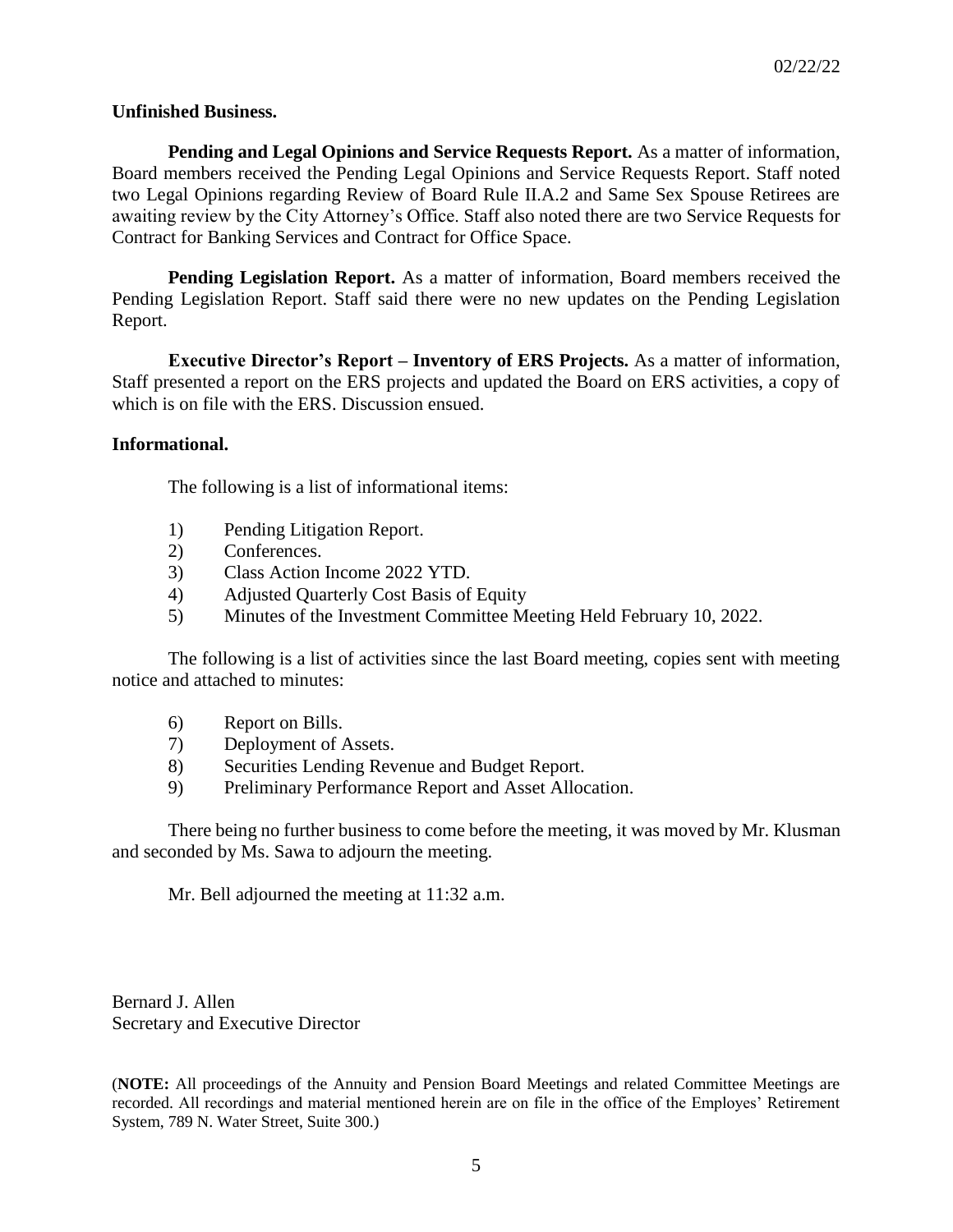**Unfinished Business.**

**Pending and Legal Opinions and Service Requests Report.** As a matter of information, Board members received the Pending Legal Opinions and Service Requests Report. Staff noted two Legal Opinions regarding Review of Board Rule II.A.2 and Same Sex Spouse Retirees are awaiting review by the City Attorney's Office. Staff also noted there are two Service Requests for Contract for Banking Services and Contract for Office Space.

**Pending Legislation Report.** As a matter of information, Board members received the Pending Legislation Report. Staff said there were no new updates on the Pending Legislation Report.

**Executive Director's Report – Inventory of ERS Projects.** As a matter of information, Staff presented a report on the ERS projects and updated the Board on ERS activities, a copy of which is on file with the ERS. Discussion ensued.

**Informational.**

The following is a list of informational items:

1) Pending Litigation Report.
2) Conferences.
3) Class Action Income 2022 YTD.
4) Adjusted Quarterly Cost Basis of Equity
5) Minutes of the Investment Committee Meeting Held February 10, 2022.

The following is a list of activities since the last Board meeting, copies sent with meeting notice and attached to minutes:

6) Report on Bills.
7) Deployment of Assets.
8) Securities Lending Revenue and Budget Report.
9) Preliminary Performance Report and Asset Allocation.

There being no further business to come before the meeting, it was moved by Mr. Klusman and seconded by Ms. Sawa to adjourn the meeting.

Mr. Bell adjourned the meeting at 11:32 a.m.

Bernard J. Allen
Secretary and Executive Director

(**NOTE:** All proceedings of the Annuity and Pension Board Meetings and related Committee Meetings are recorded. All recordings and material mentioned herein are on file in the office of the Employes' Retirement System, 789 N. Water Street, Suite 300.)